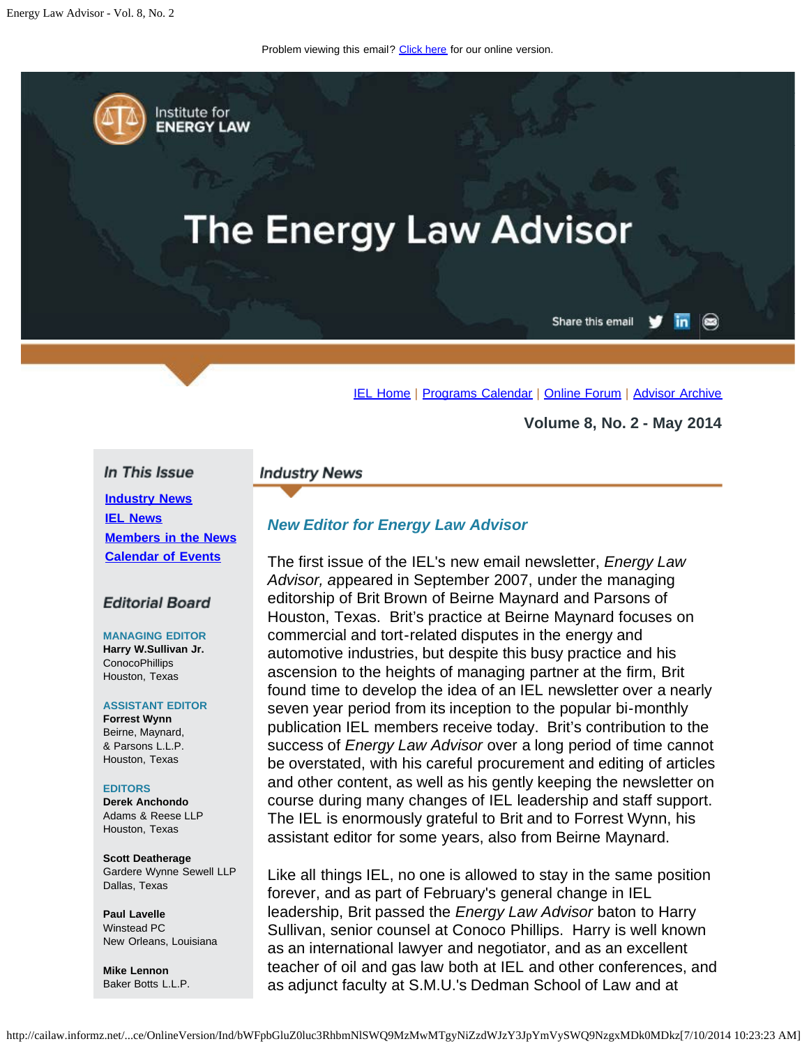Problem viewing this email? Click here for our online version.

Institute for ENERGY LAW

# The Energy Law Advisor

Share this email

IEL Home | Programs Calendar | Online Forum | Advisor Archive

**Volume 8, No. 2 - May 2014**

## In This Issue

- Industry News
- IEL News
- Members in the News
- Calendar of Events

## Editorial Board

**MANAGING EDITOR**
**Harry W.Sullivan Jr.**
ConocoPhillips
Houston, Texas

**ASSISTANT EDITOR**
**Forrest Wynn**
Beirne, Maynard,
& Parsons L.L.P.
Houston, Texas

**EDITORS**
**Derek Anchondo**
Adams & Reese LLP
Houston, Texas

**Scott Deatherage**
Gardere Wynne Sewell LLP
Dallas, Texas

**Paul Lavelle**
Winstead PC
New Orleans, Louisiana

**Mike Lennon**
Baker Botts L.L.P.

## Industry News

### *New Editor for Energy Law Advisor*

The first issue of the IEL's new email newsletter, *Energy Law Advisor,* appeared in September 2007, under the managing editorship of Brit Brown of Beirne Maynard and Parsons of Houston, Texas. Brit's practice at Beirne Maynard focuses on commercial and tort-related disputes in the energy and automotive industries, but despite this busy practice and his ascension to the heights of managing partner at the firm, Brit found time to develop the idea of an IEL newsletter over a nearly seven year period from its inception to the popular bi-monthly publication IEL members receive today. Brit's contribution to the success of *Energy Law Advisor* over a long period of time cannot be overstated, with his careful procurement and editing of articles and other content, as well as his gently keeping the newsletter on course during many changes of IEL leadership and staff support. The IEL is enormously grateful to Brit and to Forrest Wynn, his assistant editor for some years, also from Beirne Maynard.

Like all things IEL, no one is allowed to stay in the same position forever, and as part of February's general change in IEL leadership, Brit passed the *Energy Law Advisor* baton to Harry Sullivan, senior counsel at Conoco Phillips. Harry is well known as an international lawyer and negotiator, and as an excellent teacher of oil and gas law both at IEL and other conferences, and as adjunct faculty at S.M.U.'s Dedman School of Law and at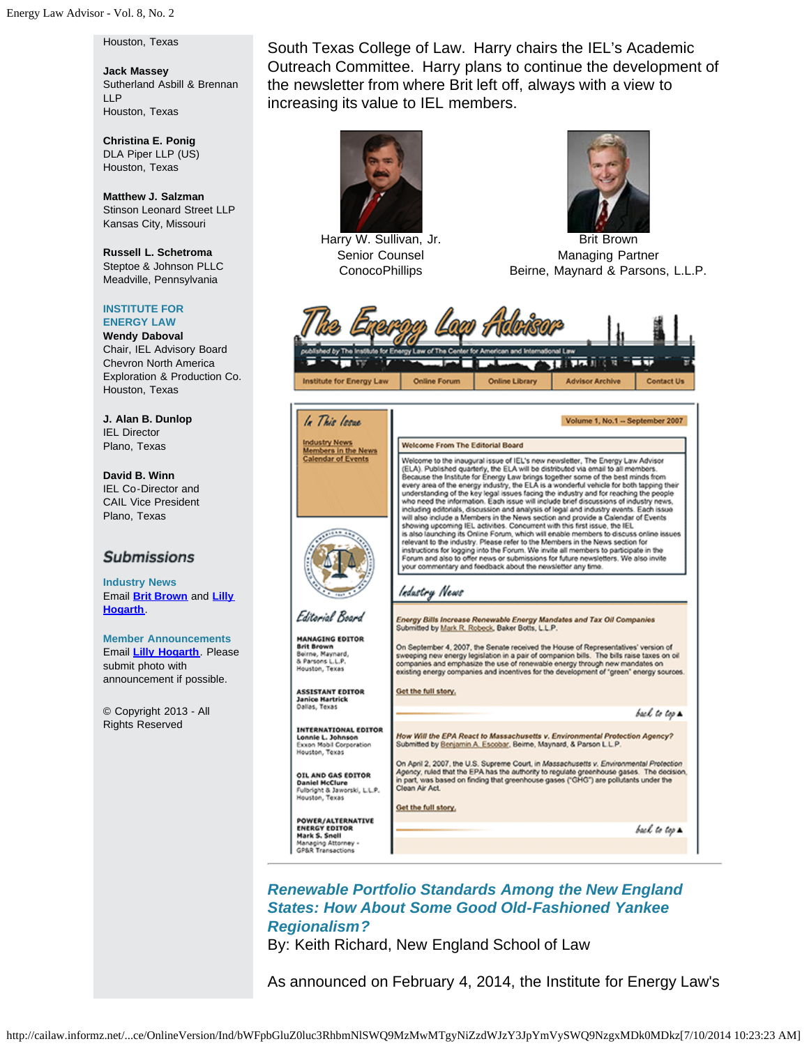Houston, Texas

**Jack Massey**
Sutherland Asbill & Brennan LLP
Houston, Texas

**Christina E. Ponig**
DLA Piper LLP (US)
Houston, Texas

**Matthew J. Salzman**
Stinson Leonard Street LLP
Kansas City, Missouri

**Russell L. Schetroma**
Steptoe & Johnson PLLC
Meadville, Pennsylvania

**INSTITUTE FOR ENERGY LAW**

**Wendy Daboval**
Chair, IEL Advisory Board
Chevron North America Exploration & Production Co.
Houston, Texas

**J. Alan B. Dunlop**
IEL Director
Plano, Texas

**David B. Winn**
IEL Co-Director and CAIL Vice President
Plano, Texas

## Submissions

**Industry News**
Email Brit Brown and Lilly Hogarth.

**Member Announcements**
Email Lilly Hogarth. Please submit photo with announcement if possible.

© Copyright 2013 - All Rights Reserved

South Texas College of Law. Harry chairs the IEL's Academic Outreach Committee. Harry plans to continue the development of the newsletter from where Brit left off, always with a view to increasing its value to IEL members.

Harry W. Sullivan, Jr.
Senior Counsel
ConocoPhillips

Brit Brown
Managing Partner
Beirne, Maynard & Parsons, L.L.P.

---

### *Renewable Portfolio Standards Among the New England States: How About Some Good Old-Fashioned Yankee Regionalism?*

By: Keith Richard, New England School of Law

As announced on February 4, 2014, the Institute for Energy Law's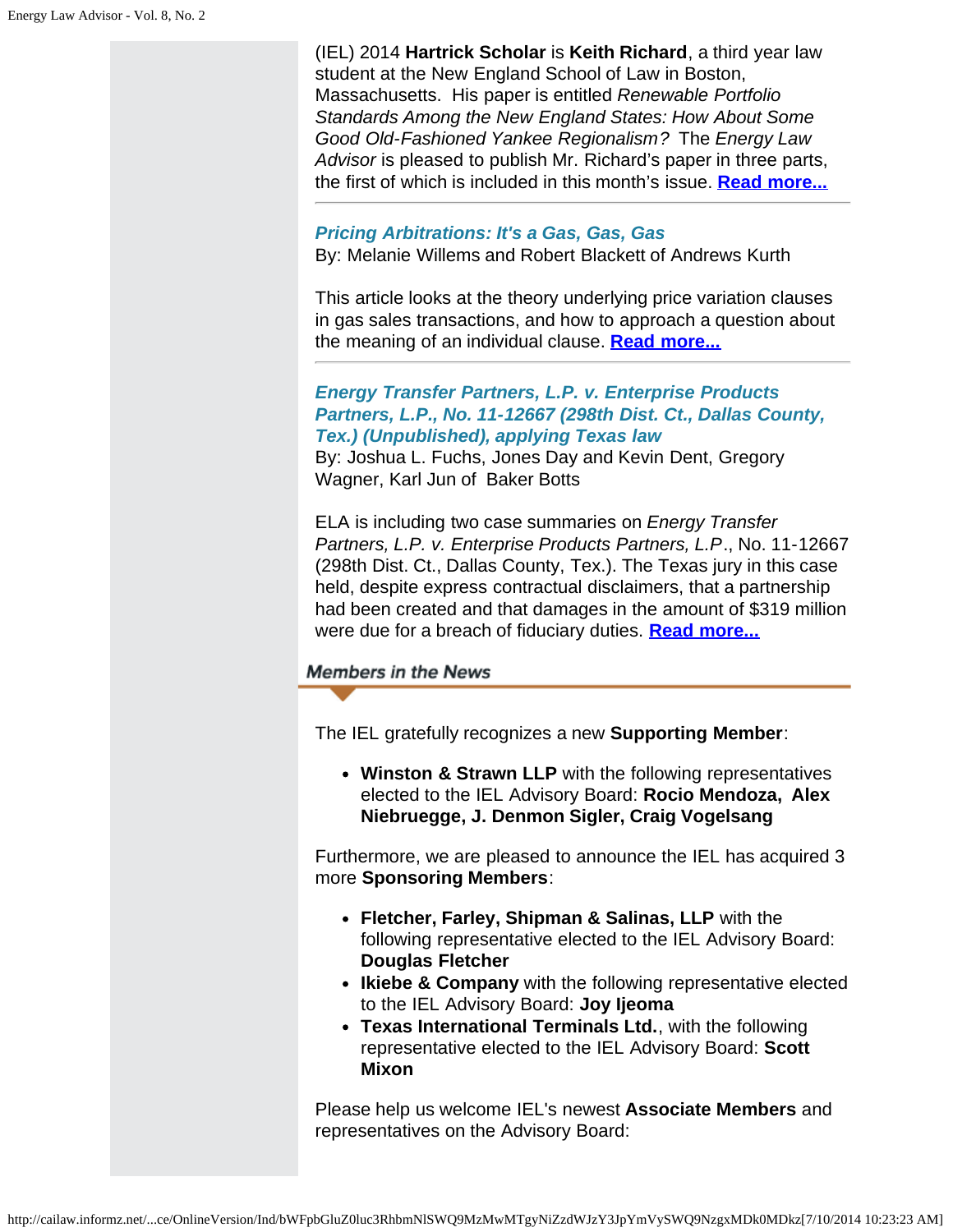(IEL) 2014 **Hartrick Scholar** is **Keith Richard**, a third year law student at the New England School of Law in Boston, Massachusetts. His paper is entitled *Renewable Portfolio Standards Among the New England States: How About Some Good Old-Fashioned Yankee Regionalism?* The *Energy Law Advisor* is pleased to publish Mr. Richard's paper in three parts, the first of which is included in this month's issue. **Read more...**

---

***Pricing Arbitrations: It's a Gas, Gas, Gas***
By: Melanie Willems and Robert Blackett of Andrews Kurth

This article looks at the theory underlying price variation clauses in gas sales transactions, and how to approach a question about the meaning of an individual clause. **Read more...**

---

***Energy Transfer Partners, L.P. v. Enterprise Products Partners, L.P., No. 11-12667 (298th Dist. Ct., Dallas County, Tex.) (Unpublished), applying Texas law***
By: Joshua L. Fuchs, Jones Day and Kevin Dent, Gregory Wagner, Karl Jun of Baker Botts

ELA is including two case summaries on *Energy Transfer Partners, L.P. v. Enterprise Products Partners, L.P*., No. 11-12667 (298th Dist. Ct., Dallas County, Tex.). The Texas jury in this case held, despite express contractual disclaimers, that a partnership had been created and that damages in the amount of $319 million were due for a breach of fiduciary duties. **Read more...**

## Members in the News

The IEL gratefully recognizes a new **Supporting Member**:

- **Winston & Strawn LLP** with the following representatives elected to the IEL Advisory Board: **Rocio Mendoza, Alex Niebruegge, J. Denmon Sigler, Craig Vogelsang**

Furthermore, we are pleased to announce the IEL has acquired 3 more **Sponsoring Members**:

- **Fletcher, Farley, Shipman & Salinas, LLP** with the following representative elected to the IEL Advisory Board: **Douglas Fletcher**
- **Ikiebe & Company** with the following representative elected to the IEL Advisory Board: **Joy Ijeoma**
- **Texas International Terminals Ltd.**, with the following representative elected to the IEL Advisory Board: **Scott Mixon**

Please help us welcome IEL's newest **Associate Members** and representatives on the Advisory Board: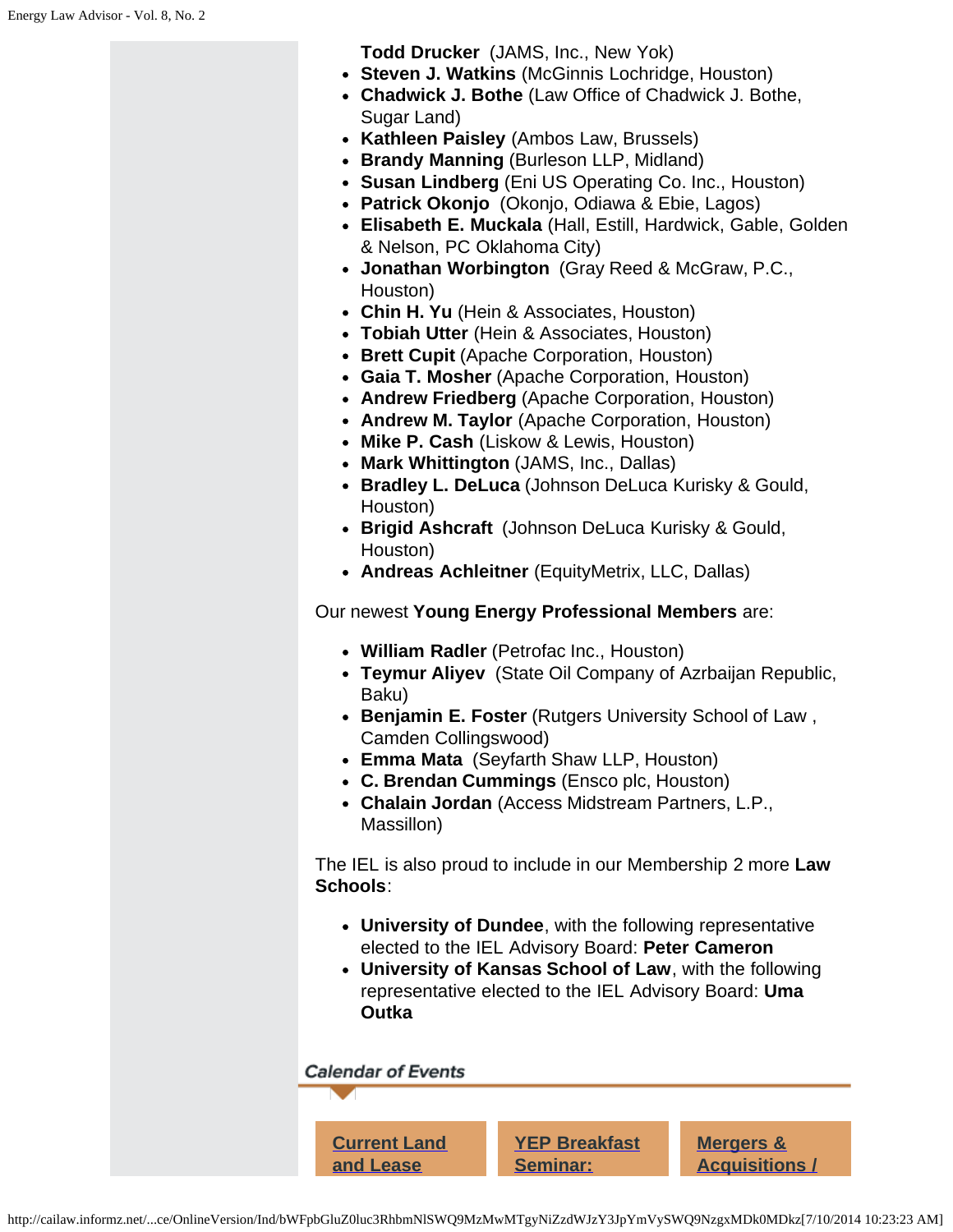- **Todd Drucker** (JAMS, Inc., New Yok)
- **Steven J. Watkins** (McGinnis Lochridge, Houston)
- **Chadwick J. Bothe** (Law Office of Chadwick J. Bothe, Sugar Land)
- **Kathleen Paisley** (Ambos Law, Brussels)
- **Brandy Manning** (Burleson LLP, Midland)
- **Susan Lindberg** (Eni US Operating Co. Inc., Houston)
- **Patrick Okonjo** (Okonjo, Odiawa & Ebie, Lagos)
- **Elisabeth E. Muckala** (Hall, Estill, Hardwick, Gable, Golden & Nelson, PC Oklahoma City)
- **Jonathan Worbington** (Gray Reed & McGraw, P.C., Houston)
- **Chin H. Yu** (Hein & Associates, Houston)
- **Tobiah Utter** (Hein & Associates, Houston)
- **Brett Cupit** (Apache Corporation, Houston)
- **Gaia T. Mosher** (Apache Corporation, Houston)
- **Andrew Friedberg** (Apache Corporation, Houston)
- **Andrew M. Taylor** (Apache Corporation, Houston)
- **Mike P. Cash** (Liskow & Lewis, Houston)
- **Mark Whittington** (JAMS, Inc., Dallas)
- **Bradley L. DeLuca** (Johnson DeLuca Kurisky & Gould, Houston)
- **Brigid Ashcraft** (Johnson DeLuca Kurisky & Gould, Houston)
- **Andreas Achleitner** (EquityMetrix, LLC, Dallas)

Our newest **Young Energy Professional Members** are:

- **William Radler** (Petrofac Inc., Houston)
- **Teymur Aliyev** (State Oil Company of Azrbaijan Republic, Baku)
- **Benjamin E. Foster** (Rutgers University School of Law , Camden Collingswood)
- **Emma Mata** (Seyfarth Shaw LLP, Houston)
- **C. Brendan Cummings** (Ensco plc, Houston)
- **Chalain Jordan** (Access Midstream Partners, L.P., Massillon)

The IEL is also proud to include in our Membership 2 more **Law Schools**:

- **University of Dundee**, with the following representative elected to the IEL Advisory Board: **Peter Cameron**
- **University of Kansas School of Law**, with the following representative elected to the IEL Advisory Board: **Uma Outka**

## Calendar of Events

**Current Land and Lease** | **YEP Breakfast Seminar:** | **Mergers & Acquisitions /**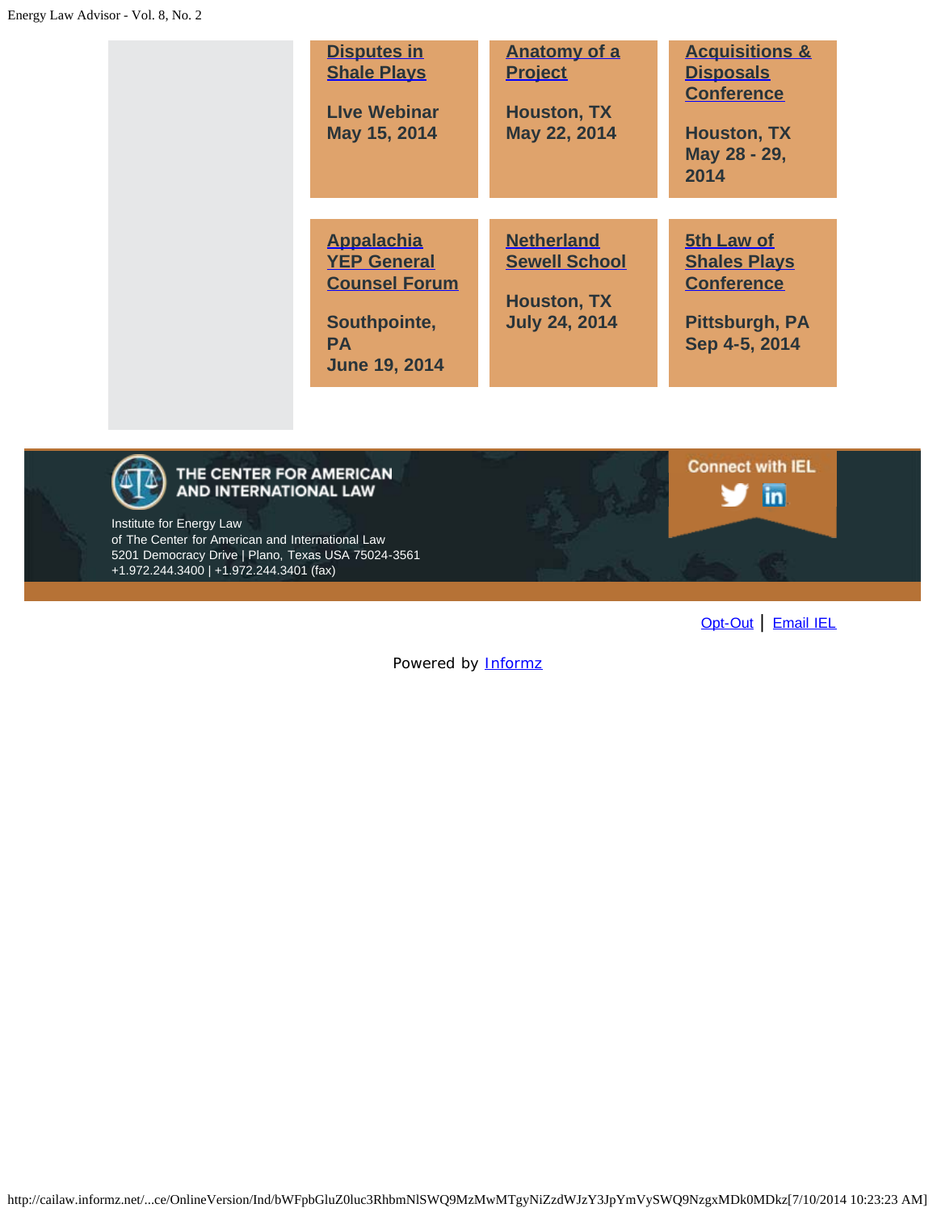| | | |
|---|---|---|
| **Disputes in Shale Plays**<br><br>**LIve Webinar May 15, 2014** | **Anatomy of a Project**<br><br>**Houston, TX May 22, 2014** | **Acquisitions & Disposals Conference**<br><br>**Houston, TX May 28 - 29, 2014** |
| **Appalachia YEP General Counsel Forum**<br><br>**Southpointe, PA June 19, 2014** | **Netherland Sewell School**<br><br>**Houston, TX July 24, 2014** | **5th Law of Shales Plays Conference**<br><br>**Pittsburgh, PA Sep 4-5, 2014** |

THE CENTER FOR AMERICAN AND INTERNATIONAL LAW

Institute for Energy Law
of The Center for American and International Law
5201 Democracy Drive | Plano, Texas USA 75024-3561
+1.972.244.3400 | +1.972.244.3401 (fax)

Connect with IEL

Opt-Out | Email IEL

Powered by Informz